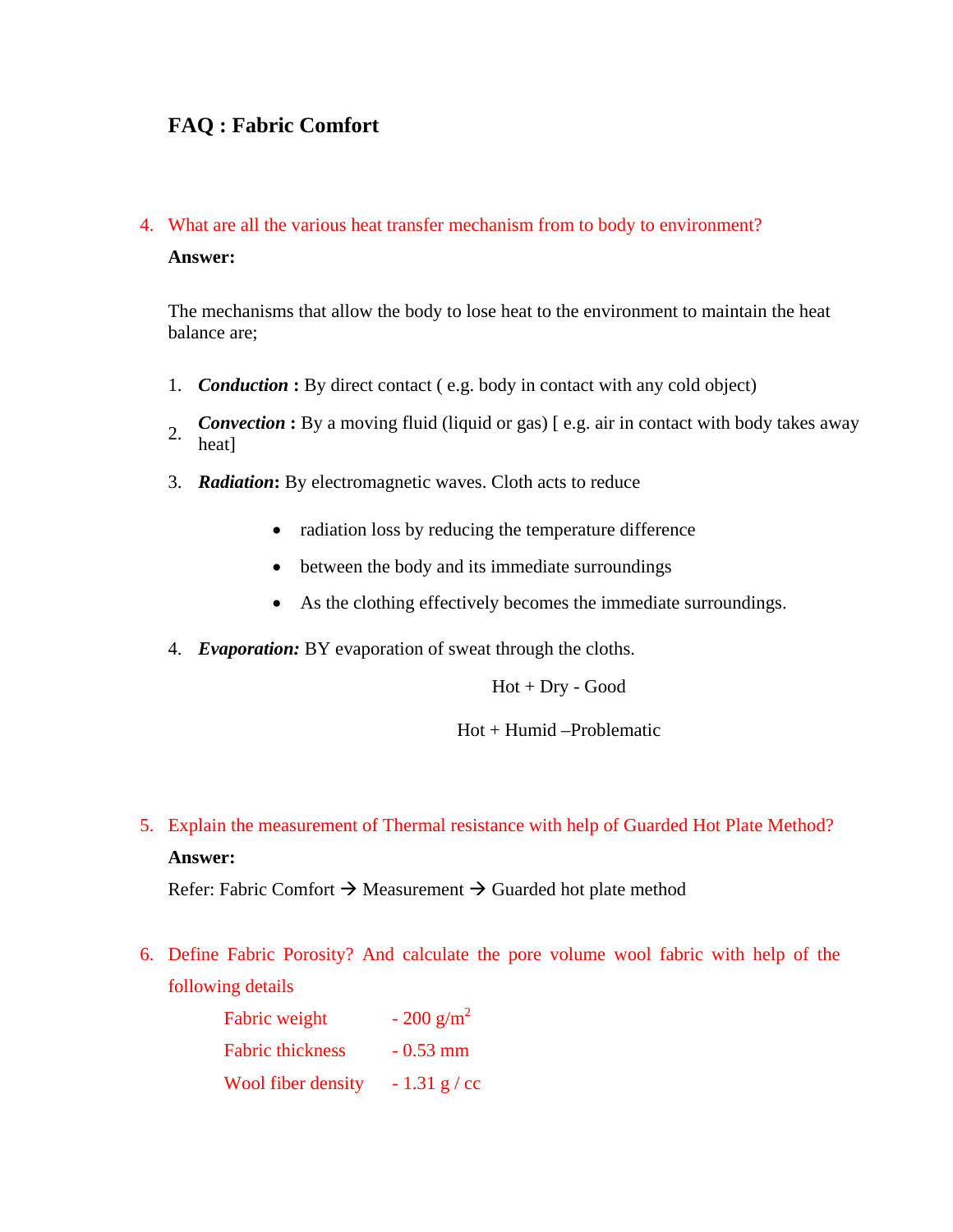# FAQ : Fabric Comfort

4. What are all the various heat transfer mechanism from to body to environment?

**Answer:**

The mechanisms that allow the body to lose heat to the environment to maintain the heat balance are;

1. ***Conduction*** **:** By direct contact ( e.g. body in contact with any cold object)
2. ***Convection*** **:** By a moving fluid (liquid or gas) [ e.g. air in contact with body takes away heat]
3. ***Radiation*****:** By electromagnetic waves. Cloth acts to reduce
    - radiation loss by reducing the temperature difference
    - between the body and its immediate surroundings
    - As the clothing effectively becomes the immediate surroundings.
4. ***Evaporation:*** BY evaporation of sweat through the cloths.

Hot + Dry - Good

Hot + Humid –Problematic

5. Explain the measurement of Thermal resistance with help of Guarded Hot Plate Method?

**Answer:**

Refer: Fabric Comfort → Measurement → Guarded hot plate method

6. Define Fabric Porosity? And calculate the pore volume wool fabric with help of the following details

| | |
|---|---|
| Fabric weight | - 200 g/$m^2$ |
| Fabric thickness | - 0.53 mm |
| Wool fiber density | - 1.31 g / cc |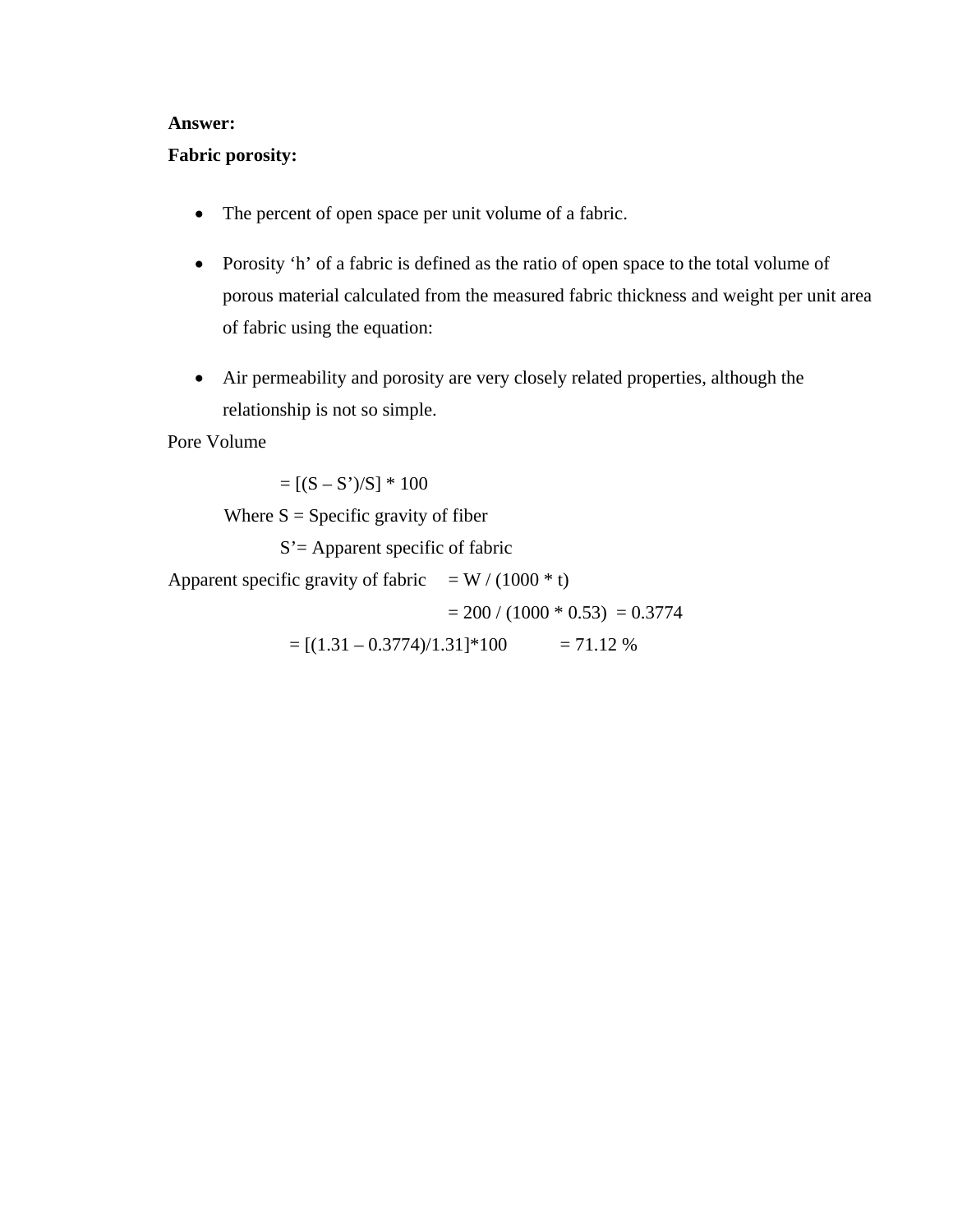**Answer:**

**Fabric porosity:**

- The percent of open space per unit volume of a fabric.
- Porosity ‘h’ of a fabric is defined as the ratio of open space to the total volume of porous material calculated from the measured fabric thickness and weight per unit area of fabric using the equation:
- Air permeability and porosity are very closely related properties, although the relationship is not so simple.

Pore Volume

$$= [(S - S')/S] * 100$$

Where S = Specific gravity of fiber

S’= Apparent specific of fabric

Apparent specific gravity of fabric $= W / (1000 * t)$

$$= 200 / (1000 * 0.53) = 0.3774$$

$$= [(1.31 - 0.3774)/1.31]*100 \quad = 71.12\ \%$$